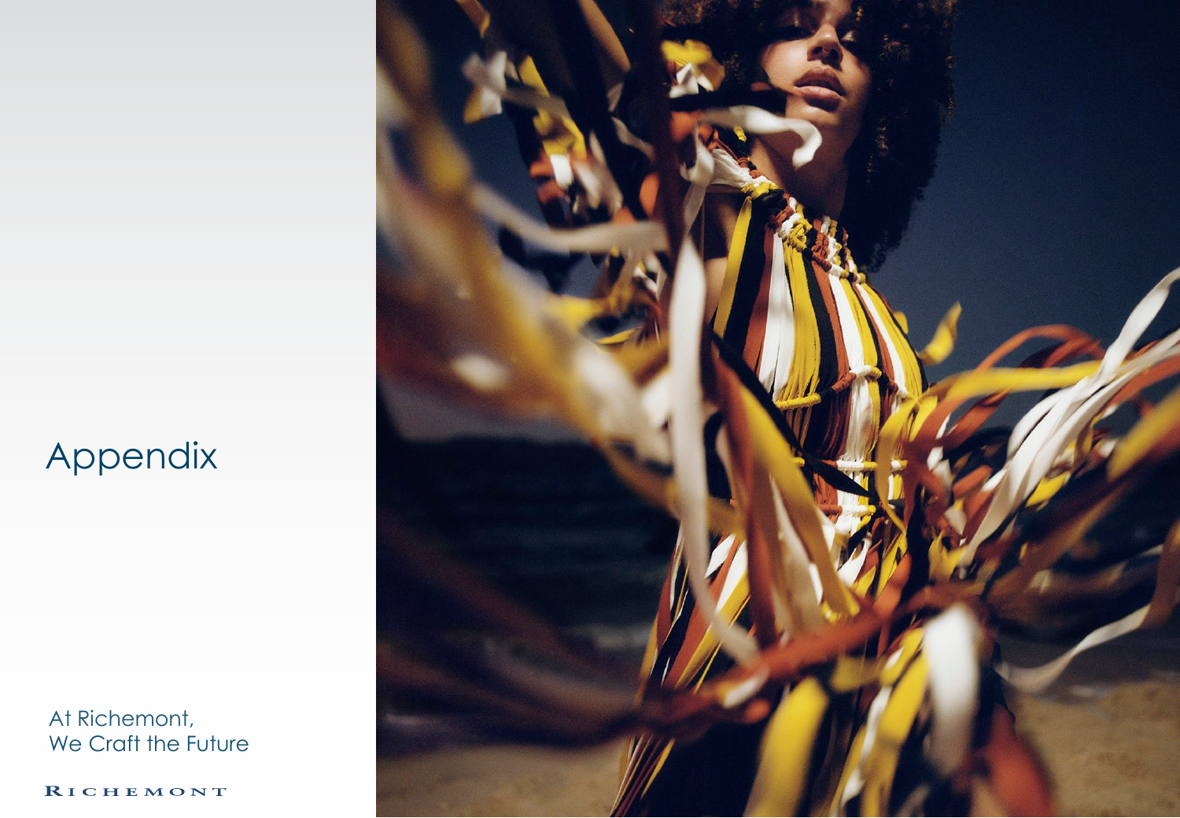# Appendix

At Richemont,
We Craft the Future

RICHEMONT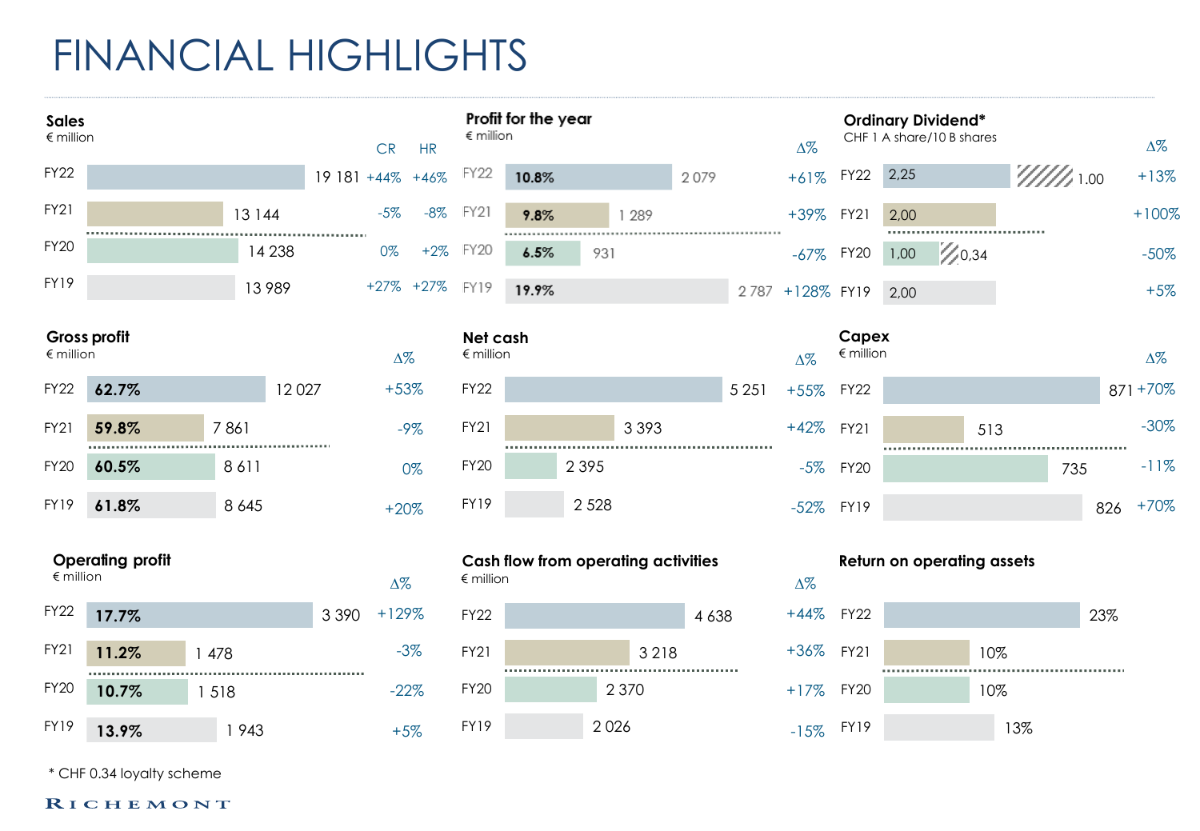# FINANCIAL HIGHLIGHTS

### Sales
€ million

| | Sales | CR | HR |
|---|---|---|---|
| FY22 | 19 181 | +44% | +46% |
| FY21 | 13 144 | -5% | -8% |
| FY20 | 14 238 | 0% | +2% |
| FY19 | 13 989 | +27% | +27% |

### Profit for the year
€ million

| | Margin | Profit | Δ% |
|---|---|---|---|
| FY22 | 10.8% | 2 079 | +61% |
| FY21 | 9.8% | 1 289 | +39% |
| FY20 | 6.5% | 931 | -67% |
| FY19 | 19.9% | 2 787 | +128% |

### Ordinary Dividend*
CHF 1 A share/10 B shares

| | Dividend | Loyalty scheme | Δ% |
|---|---|---|---|
| FY22 | 2,25 | 1.00 | +13% |
| FY21 | 2,00 | | +100% |
| FY20 | 1,00 | 0,34 | -50% |
| FY19 | 2,00 | | +5% |

### Gross profit
€ million

| | Margin | Gross profit | Δ% |
|---|---|---|---|
| FY22 | 62.7% | 12 027 | +53% |
| FY21 | 59.8% | 7 861 | -9% |
| FY20 | 60.5% | 8 611 | 0% |
| FY19 | 61.8% | 8 645 | +20% |

### Net cash
€ million

| | Net cash | Δ% |
|---|---|---|
| FY22 | 5 251 | +55% |
| FY21 | 3 393 | +42% |
| FY20 | 2 395 | -5% |
| FY19 | 2 528 | -52% |

### Capex
€ million

| | Capex | Δ% |
|---|---|---|
| FY22 | 871 | +70% |
| FY21 | 513 | -30% |
| FY20 | 735 | -11% |
| FY19 | 826 | +70% |

### Operating profit
€ million

| | Margin | Operating profit | Δ% |
|---|---|---|---|
| FY22 | 17.7% | 3 390 | +129% |
| FY21 | 11.2% | 1 478 | -3% |
| FY20 | 10.7% | 1 518 | -22% |
| FY19 | 13.9% | 1 943 | +5% |

### Cash flow from operating activities
€ million

| | Cash flow | Δ% |
|---|---|---|
| FY22 | 4 638 | +44% |
| FY21 | 3 218 | +36% |
| FY20 | 2 370 | +17% |
| FY19 | 2 026 | -15% |

### Return on operating assets

| | Return |
|---|---|
| FY22 | 23% |
| FY21 | 10% |
| FY20 | 10% |
| FY19 | 13% |

\* CHF 0.34 loyalty scheme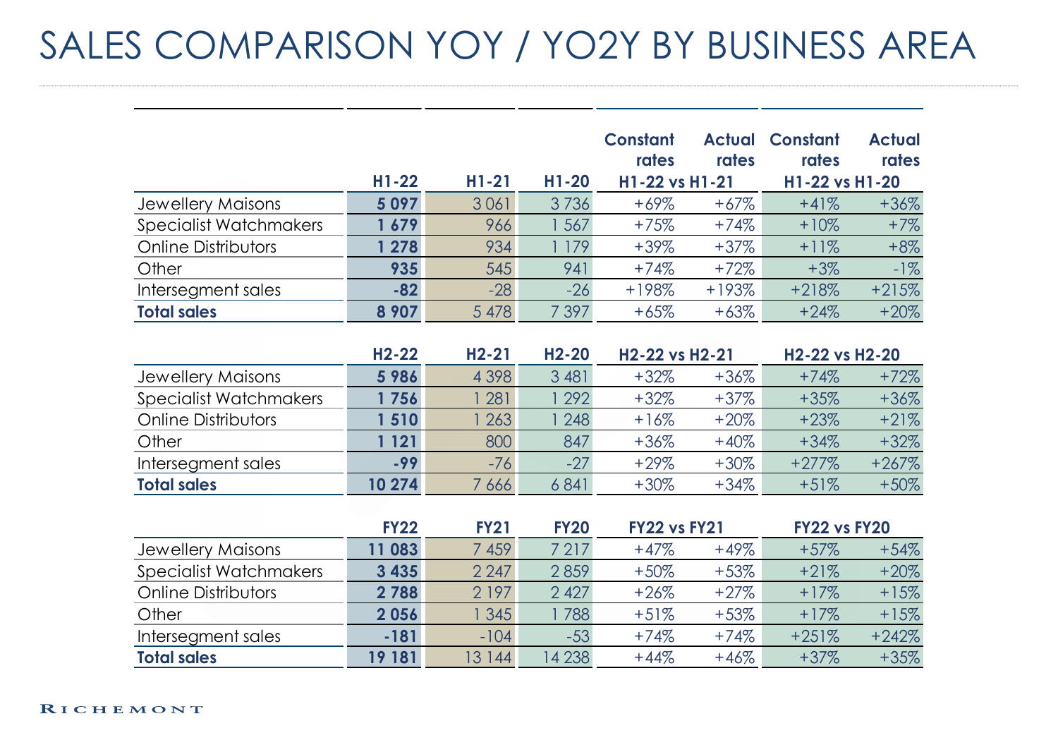# SALES COMPARISON YOY / YO2Y BY BUSINESS AREA

| | H1-22 | H1-21 | H1-20 | Constant rates H1-22 vs H1-21 | Actual rates H1-22 vs H1-21 | Constant rates H1-22 vs H1-20 | Actual rates H1-22 vs H1-20 |
|---|---|---|---|---|---|---|---|
| Jewellery Maisons | **5 097** | 3 061 | 3 736 | +69% | +67% | +41% | +36% |
| Specialist Watchmakers | **1 679** | 966 | 1 567 | +75% | +74% | +10% | +7% |
| Online Distributors | **1 278** | 934 | 1 179 | +39% | +37% | +11% | +8% |
| Other | **935** | 545 | 941 | +74% | +72% | +3% | -1% |
| Intersegment sales | **-82** | -28 | -26 | +198% | +193% | +218% | +215% |
| **Total sales** | **8 907** | 5 478 | 7 397 | +65% | +63% | +24% | +20% |

| | H2-22 | H2-21 | H2-20 | Constant rates H2-22 vs H2-21 | Actual rates H2-22 vs H2-21 | Constant rates H2-22 vs H2-20 | Actual rates H2-22 vs H2-20 |
|---|---|---|---|---|---|---|---|
| Jewellery Maisons | **5 986** | 4 398 | 3 481 | +32% | +36% | +74% | +72% |
| Specialist Watchmakers | **1 756** | 1 281 | 1 292 | +32% | +37% | +35% | +36% |
| Online Distributors | **1 510** | 1 263 | 1 248 | +16% | +20% | +23% | +21% |
| Other | **1 121** | 800 | 847 | +36% | +40% | +34% | +32% |
| Intersegment sales | **-99** | -76 | -27 | +29% | +30% | +277% | +267% |
| **Total sales** | **10 274** | 7 666 | 6 841 | +30% | +34% | +51% | +50% |

| | FY22 | FY21 | FY20 | Constant rates FY22 vs FY21 | Actual rates FY22 vs FY21 | Constant rates FY22 vs FY20 | Actual rates FY22 vs FY20 |
|---|---|---|---|---|---|---|---|
| Jewellery Maisons | **11 083** | 7 459 | 7 217 | +47% | +49% | +57% | +54% |
| Specialist Watchmakers | **3 435** | 2 247 | 2 859 | +50% | +53% | +21% | +20% |
| Online Distributors | **2 788** | 2 197 | 2 427 | +26% | +27% | +17% | +15% |
| Other | **2 056** | 1 345 | 1 788 | +51% | +53% | +17% | +15% |
| Intersegment sales | **-181** | -104 | -53 | +74% | +74% | +251% | +242% |
| **Total sales** | **19 181** | 13 144 | 14 238 | +44% | +46% | +37% | +35% |

RICHEMONT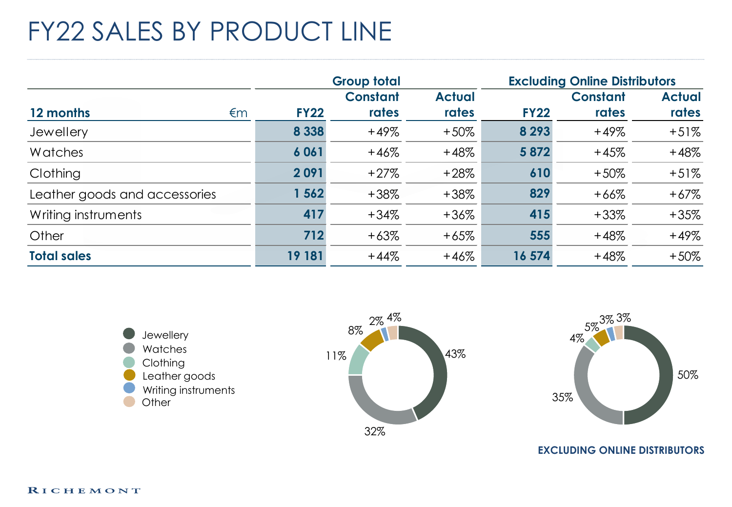# FY22 SALES BY PRODUCT LINE

| 12 months | €m | Group total | | | Excluding Online Distributors | | |
|---|---|---|---|---|---|---|---|
| | | **FY22** | **Constant rates** | **Actual rates** | **FY22** | **Constant rates** | **Actual rates** |
| Jewellery | | **8 338** | +49% | +50% | **8 293** | +49% | +51% |
| Watches | | **6 061** | +46% | +48% | **5 872** | +45% | +48% |
| Clothing | | **2 091** | +27% | +28% | **610** | +50% | +51% |
| Leather goods and accessories | | **1 562** | +38% | +38% | **829** | +66% | +67% |
| Writing instruments | | **417** | +34% | +36% | **415** | +33% | +35% |
| Other | | **712** | +63% | +65% | **555** | +48% | +49% |
| **Total sales** | | **19 181** | +44% | +46% | **16 574** | +48% | +50% |

| Product line | Group total | Excluding Online Distributors |
|---|---|---|
| Jewellery | 43% | 50% |
| Watches | 32% | 35% |
| Clothing | 11% | 4% |
| Leather goods | 8% | 5% |
| Writing instruments | 2% | 3% |
| Other | 4% | 3% |

**EXCLUDING ONLINE DISTRIBUTORS**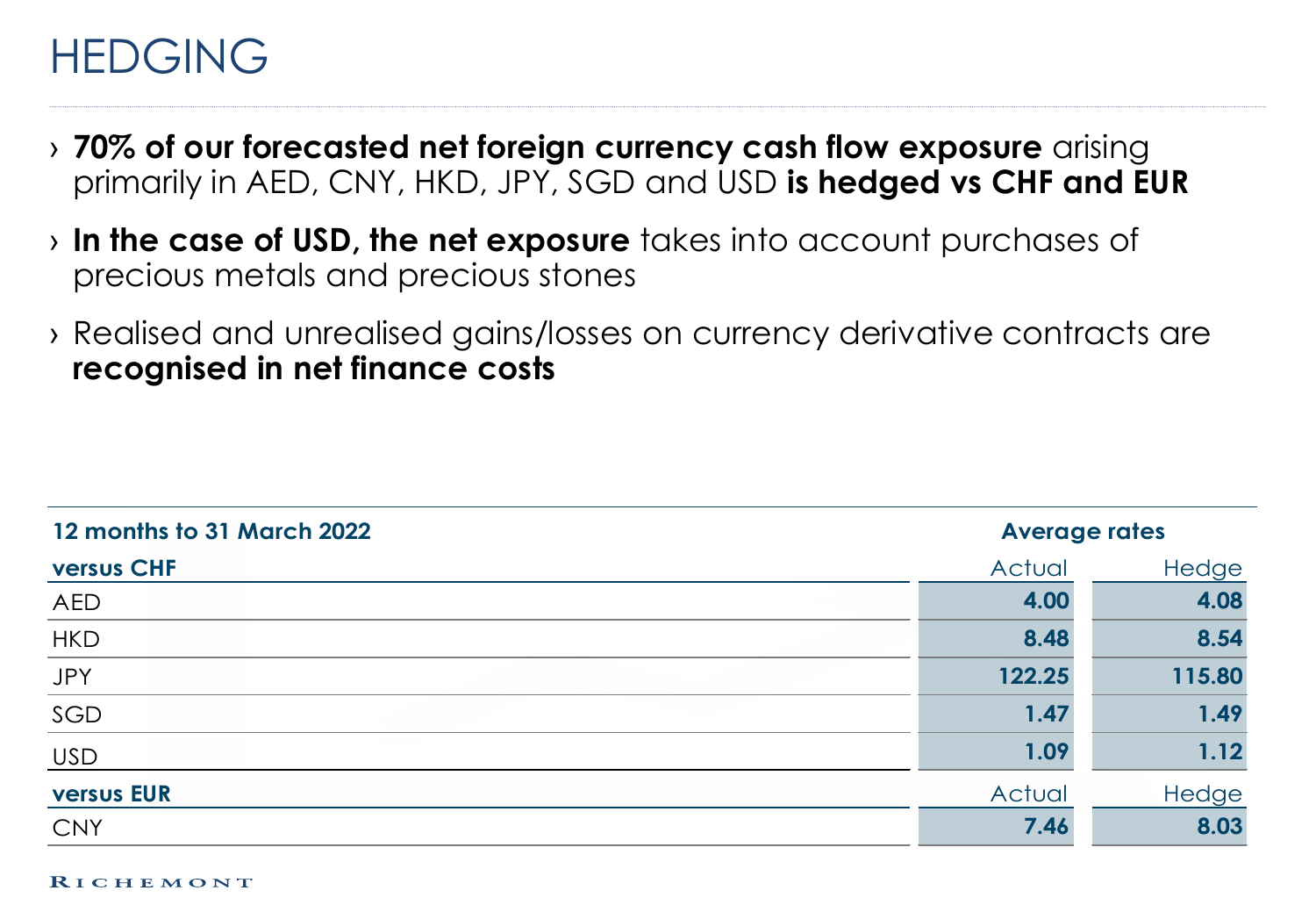# HEDGING

- **70% of our forecasted net foreign currency cash flow exposure** arising primarily in AED, CNY, HKD, JPY, SGD and USD **is hedged vs CHF and EUR**
- **In the case of USD, the net exposure** takes into account purchases of precious metals and precious stones
- Realised and unrealised gains/losses on currency derivative contracts are **recognised in net finance costs**

| 12 months to 31 March 2022 | Average rates | |
|---|---|---|
| **versus CHF** | Actual | Hedge |
| AED | **4.00** | **4.08** |
| HKD | **8.48** | **8.54** |
| JPY | **122.25** | **115.80** |
| SGD | **1.47** | **1.49** |
| USD | **1.09** | **1.12** |
| **versus EUR** | Actual | Hedge |
| CNY | **7.46** | **8.03** |

RICHEMONT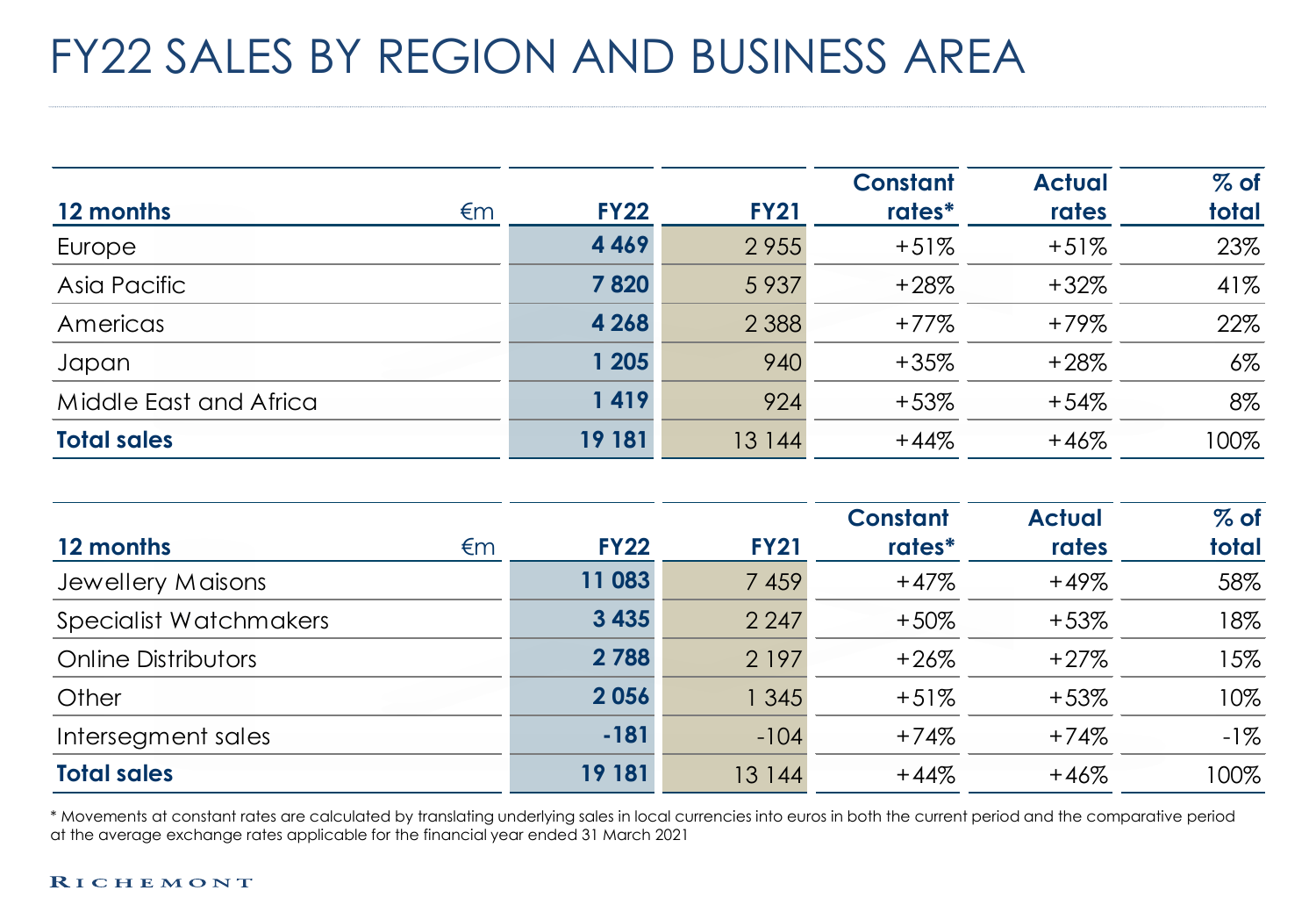# FY22 SALES BY REGION AND BUSINESS AREA

| **12 months** €m | **FY22** | **FY21** | **Constant rates*** | **Actual rates** | **% of total** |
|---|---|---|---|---|---|
| Europe | **4 469** | 2 955 | +51% | +51% | 23% |
| Asia Pacific | **7 820** | 5 937 | +28% | +32% | 41% |
| Americas | **4 268** | 2 388 | +77% | +79% | 22% |
| Japan | **1 205** | 940 | +35% | +28% | 6% |
| Middle East and Africa | **1 419** | 924 | +53% | +54% | 8% |
| **Total sales** | **19 181** | 13 144 | +44% | +46% | 100% |

| **12 months** €m | **FY22** | **FY21** | **Constant rates*** | **Actual rates** | **% of total** |
|---|---|---|---|---|---|
| Jewellery Maisons | **11 083** | 7 459 | +47% | +49% | 58% |
| Specialist Watchmakers | **3 435** | 2 247 | +50% | +53% | 18% |
| Online Distributors | **2 788** | 2 197 | +26% | +27% | 15% |
| Other | **2 056** | 1 345 | +51% | +53% | 10% |
| Intersegment sales | **-181** | -104 | +74% | +74% | -1% |
| **Total sales** | **19 181** | 13 144 | +44% | +46% | 100% |

* Movements at constant rates are calculated by translating underlying sales in local currencies into euros in both the current period and the comparative period at the average exchange rates applicable for the financial year ended 31 March 2021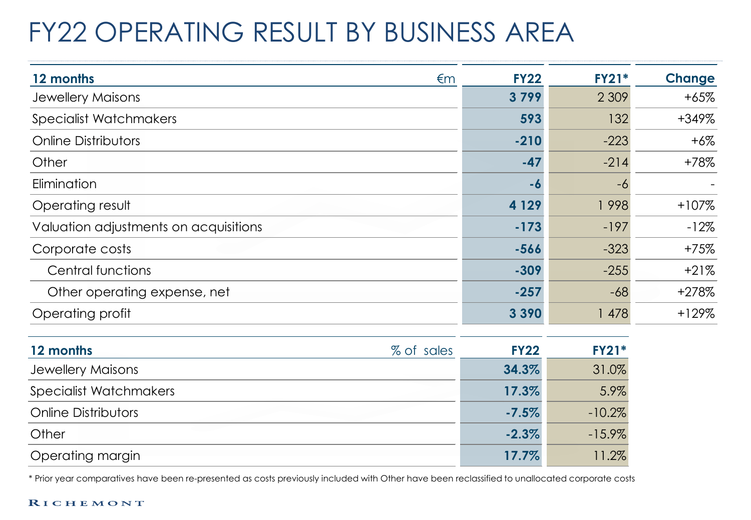# FY22 OPERATING RESULT BY BUSINESS AREA

| 12 months €m | FY22 | FY21* | Change |
|---|---|---|---|
| Jewellery Maisons | **3 799** | 2 309 | +65% |
| Specialist Watchmakers | **593** | 132 | +349% |
| Online Distributors | **-210** | -223 | +6% |
| Other | **-47** | -214 | +78% |
| Elimination | **-6** | -6 | - |
| Operating result | **4 129** | 1 998 | +107% |
| Valuation adjustments on acquisitions | **-173** | -197 | -12% |
| Corporate costs | **-566** | -323 | +75% |
| Central functions | **-309** | -255 | +21% |
| Other operating expense, net | **-257** | -68 | +278% |
| Operating profit | **3 390** | 1 478 | +129% |

| 12 months % of sales | FY22 | FY21* |
|---|---|---|
| Jewellery Maisons | **34.3%** | 31.0% |
| Specialist Watchmakers | **17.3%** | 5.9% |
| Online Distributors | **-7.5%** | -10.2% |
| Other | **-2.3%** | -15.9% |
| Operating margin | **17.7%** | 11.2% |

* Prior year comparatives have been re-presented as costs previously included with Other have been reclassified to unallocated corporate costs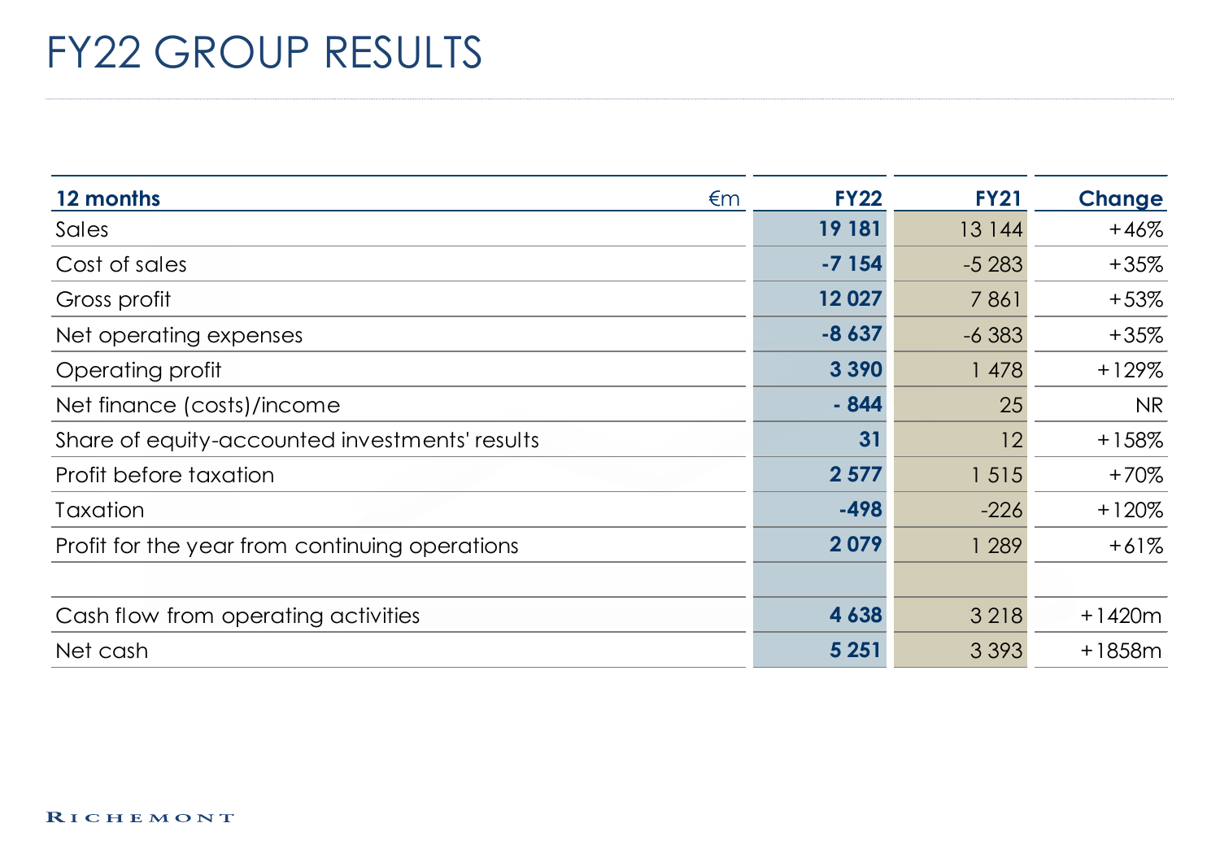# FY22 GROUP RESULTS

| 12 months €m | FY22 | FY21 | Change |
|---|---|---|---|
| Sales | **19 181** | 13 144 | +46% |
| Cost of sales | **-7 154** | -5 283 | +35% |
| Gross profit | **12 027** | 7 861 | +53% |
| Net operating expenses | **-8 637** | -6 383 | +35% |
| Operating profit | **3 390** | 1 478 | +129% |
| Net finance (costs)/income | **- 844** | 25 | NR |
| Share of equity-accounted investments' results | **31** | 12 | +158% |
| Profit before taxation | **2 577** | 1 515 | +70% |
| Taxation | **-498** | -226 | +120% |
| Profit for the year from continuing operations | **2 079** | 1 289 | +61% |
| | | | |
| Cash flow from operating activities | **4 638** | 3 218 | +1420m |
| Net cash | **5 251** | 3 393 | +1858m |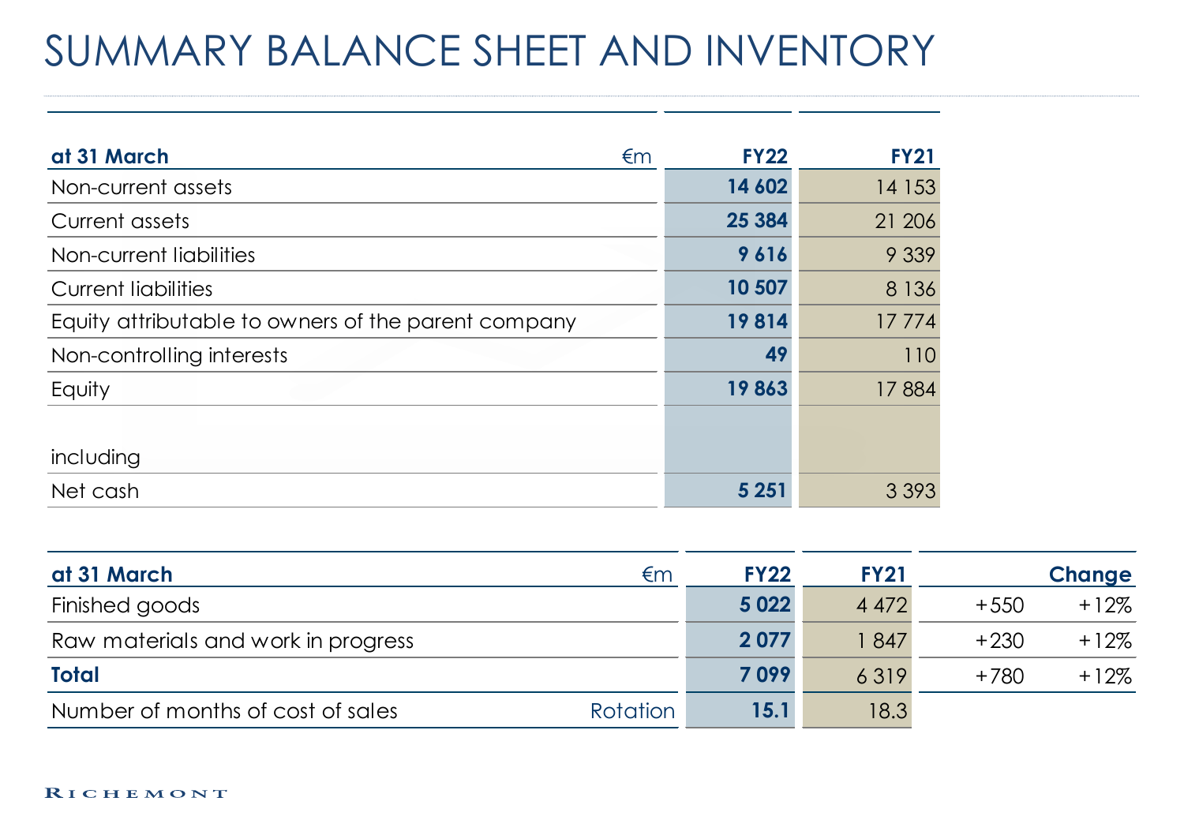# SUMMARY BALANCE SHEET AND INVENTORY

| at 31 March €m | FY22 | FY21 |
|---|---|---|
| Non-current assets | **14 602** | 14 153 |
| Current assets | **25 384** | 21 206 |
| Non-current liabilities | **9 616** | 9 339 |
| Current liabilities | **10 507** | 8 136 |
| Equity attributable to owners of the parent company | **19 814** | 17 774 |
| Non-controlling interests | **49** | 110 |
| Equity | **19 863** | 17 884 |
| including | | |
| Net cash | **5 251** | 3 393 |

| at 31 March €m | FY22 | FY21 | Change | |
|---|---|---|---|---|
| Finished goods | **5 022** | 4 472 | +550 | +12% |
| Raw materials and work in progress | **2 077** | 1 847 | +230 | +12% |
| **Total** | **7 099** | 6 319 | +780 | +12% |
| Number of months of cost of sales Rotation | **15.1** | 18.3 | | |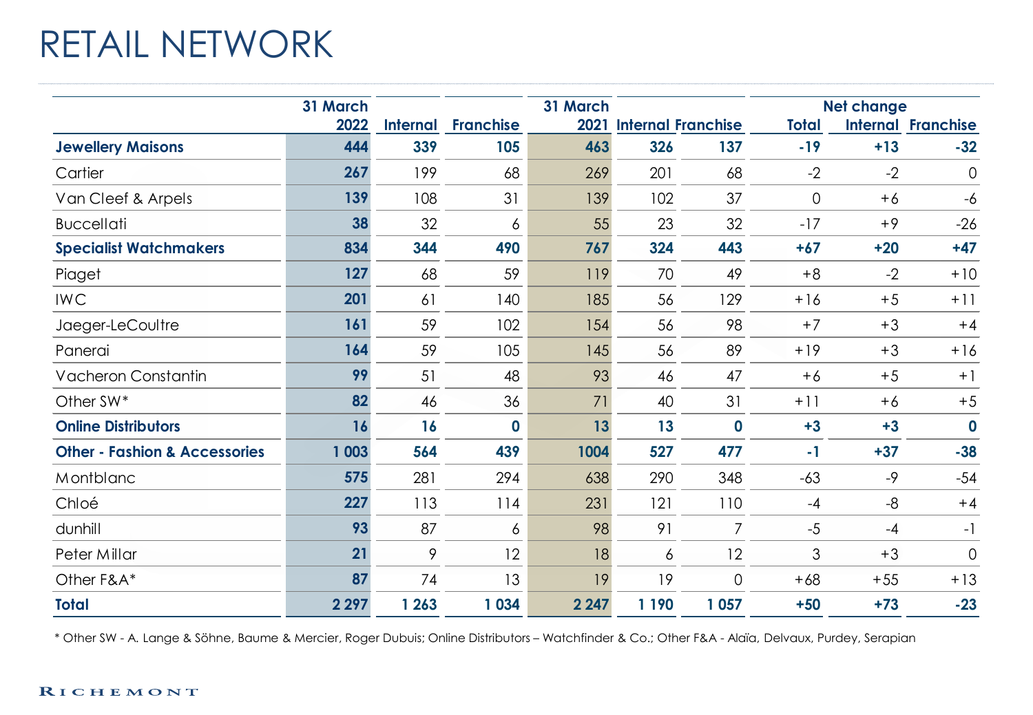# RETAIL NETWORK

| | 31 March 2022 | Internal | Franchise | 31 March 2021 | Internal | Franchise | Net change Total | Internal | Franchise |
|---|---|---|---|---|---|---|---|---|---|
| **Jewellery Maisons** | **444** | **339** | **105** | **463** | **326** | **137** | **-19** | **+13** | **-32** |
| Cartier | **267** | 199 | 68 | 269 | 201 | 68 | -2 | -2 | 0 |
| Van Cleef & Arpels | **139** | 108 | 31 | 139 | 102 | 37 | 0 | +6 | -6 |
| Buccellati | **38** | 32 | 6 | 55 | 23 | 32 | -17 | +9 | -26 |
| **Specialist Watchmakers** | **834** | **344** | **490** | **767** | **324** | **443** | **+67** | **+20** | **+47** |
| Piaget | **127** | 68 | 59 | 119 | 70 | 49 | +8 | -2 | +10 |
| IWC | **201** | 61 | 140 | 185 | 56 | 129 | +16 | +5 | +11 |
| Jaeger-LeCoultre | **161** | 59 | 102 | 154 | 56 | 98 | +7 | +3 | +4 |
| Panerai | **164** | 59 | 105 | 145 | 56 | 89 | +19 | +3 | +16 |
| Vacheron Constantin | **99** | 51 | 48 | 93 | 46 | 47 | +6 | +5 | +1 |
| Other SW* | **82** | 46 | 36 | 71 | 40 | 31 | +11 | +6 | +5 |
| **Online Distributors** | **16** | **16** | **0** | **13** | **13** | **0** | **+3** | **+3** | **0** |
| **Other - Fashion & Accessories** | **1 003** | **564** | **439** | **1004** | **527** | **477** | **-1** | **+37** | **-38** |
| Montblanc | **575** | 281 | 294 | 638 | 290 | 348 | -63 | -9 | -54 |
| Chloé | **227** | 113 | 114 | 231 | 121 | 110 | -4 | -8 | +4 |
| dunhill | **93** | 87 | 6 | 98 | 91 | 7 | -5 | -4 | -1 |
| Peter Millar | **21** | 9 | 12 | 18 | 6 | 12 | 3 | +3 | 0 |
| Other F&A* | **87** | 74 | 13 | 19 | 19 | 0 | +68 | +55 | +13 |
| **Total** | **2 297** | **1 263** | **1 034** | **2 247** | **1 190** | **1 057** | **+50** | **+73** | **-23** |

\* Other SW - A. Lange & Söhne, Baume & Mercier, Roger Dubuis; Online Distributors – Watchfinder & Co.; Other F&A - Alaïa, Delvaux, Purdey, Serapian